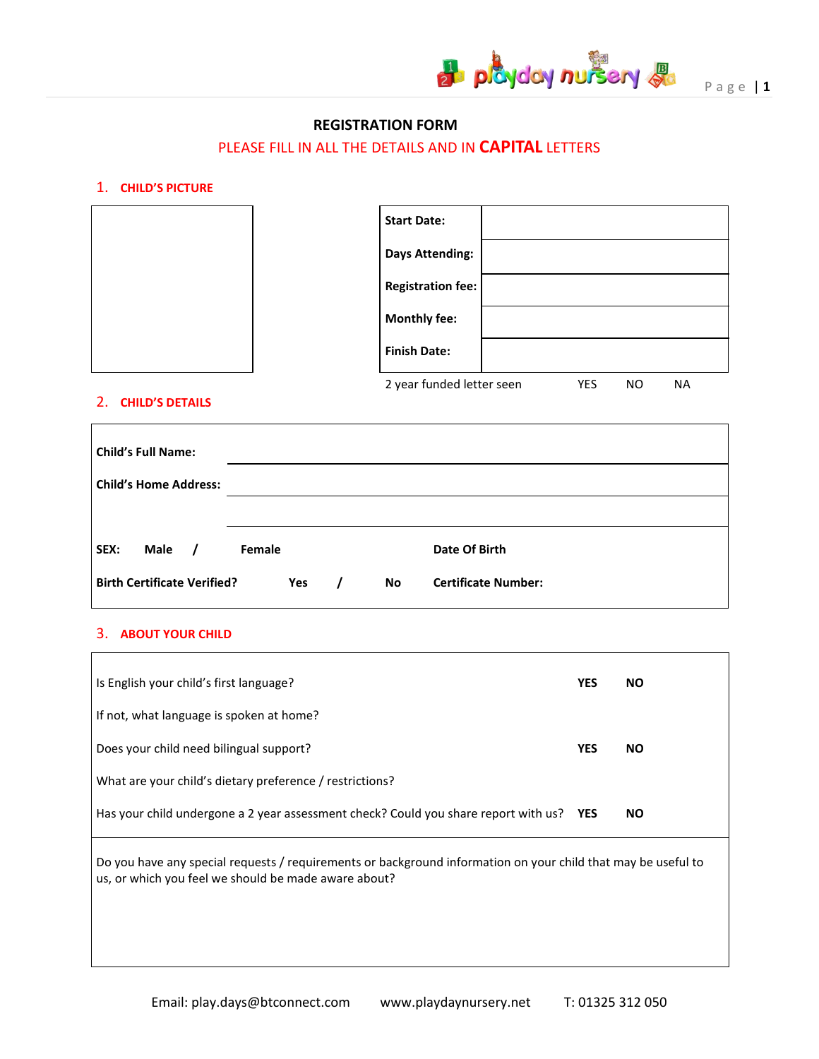# REGISTRATION FORM

PLEASE FILL IN ALL THE DETAILS AND IN **CAPITAL** LETTERS

## 1. CHILD'S PICTURE

| | |
|---|---|
| **Start Date:** | |
| **Days Attending:** | |
| **Registration fee:** | |
| **Monthly fee:** | |
| **Finish Date:** | |

2 year funded letter seen  YES  NO  NA

## 2. CHILD'S DETAILS

**Child's Full Name:**

**Child's Home Address:**

**SEX:** **Male** / **Female**  **Date Of Birth**

**Birth Certificate Verified?** **Yes** / **No**  **Certificate Number:**

## 3. ABOUT YOUR CHILD

| | | |
|---|---|---|
| Is English your child's first language? | **YES** | **NO** |
| If not, what language is spoken at home? | | |
| Does your child need bilingual support? | **YES** | **NO** |
| What are your child's dietary preference / restrictions? | | |
| Has your child undergone a 2 year assessment check? Could you share report with us? | **YES** | **NO** |

Do you have any special requests / requirements or background information on your child that may be useful to us, or which you feel we should be made aware about?

Email: play.days@btconnect.com  www.playdaynursery.net  T: 01325 312 050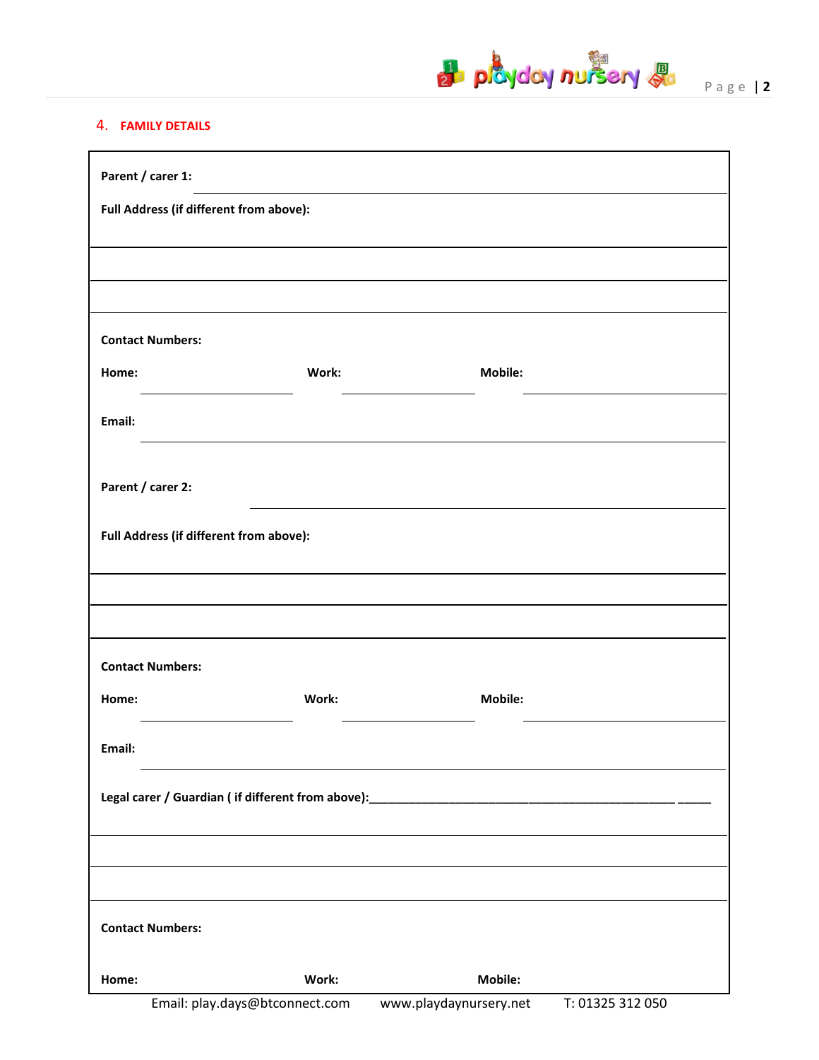## 4. FAMILY DETAILS

**Parent / carer 1:** ______________________________

**Full Address (if different from above):**

______________________________

______________________________

______________________________

**Contact Numbers:**

**Home:** ______________ **Work:** ______________ **Mobile:** ______________

**Email:** ______________________________

**Parent / carer 2:** ______________________________

**Full Address (if different from above):**

______________________________

______________________________

______________________________

**Contact Numbers:**

**Home:** ______________ **Work:** ______________ **Mobile:** ______________

**Email:** ______________________________

**Legal carer / Guardian ( if different from above):**_______________________________________________ _____

______________________________

______________________________

______________________________

**Contact Numbers:**

**Home:** **Work:** **Mobile:**

Email: play.days@btconnect.com www.playdaynursery.net T: 01325 312 050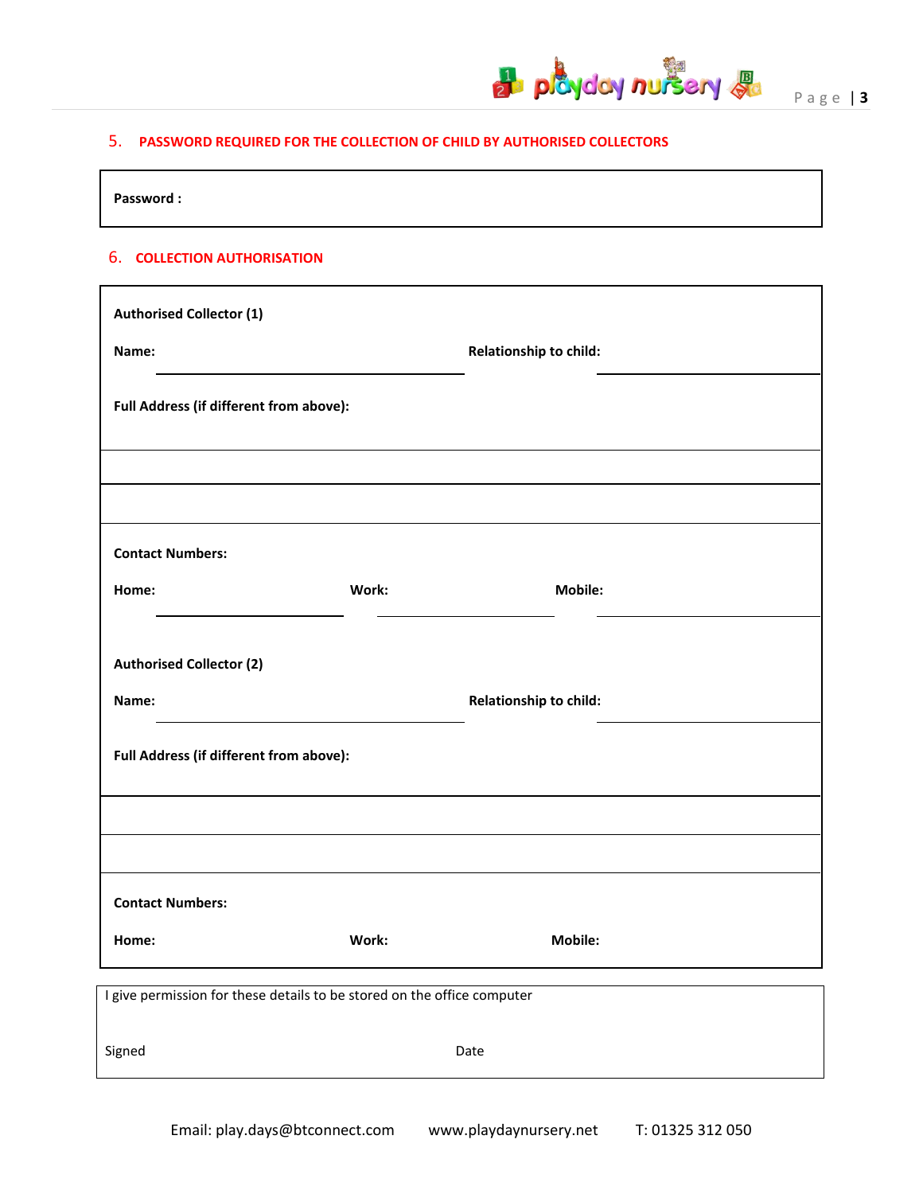## 5. PASSWORD REQUIRED FOR THE COLLECTION OF CHILD BY AUTHORISED COLLECTORS

**Password :**

## 6. COLLECTION AUTHORISATION

**Authorised Collector (1)**

**Name:** ______________________ **Relationship to child:** ______________________

**Full Address (if different from above):**

______________________

______________________

**Contact Numbers:**

**Home:** ______________ **Work:** ______________ **Mobile:** ______________

**Authorised Collector (2)**

**Name:** ______________________ **Relationship to child:** ______________________

**Full Address (if different from above):**

______________________

______________________

**Contact Numbers:**

**Home:** **Work:** **Mobile:**

I give permission for these details to be stored on the office computer

Signed Date

Email: play.days@btconnect.com www.playdaynursery.net T: 01325 312 050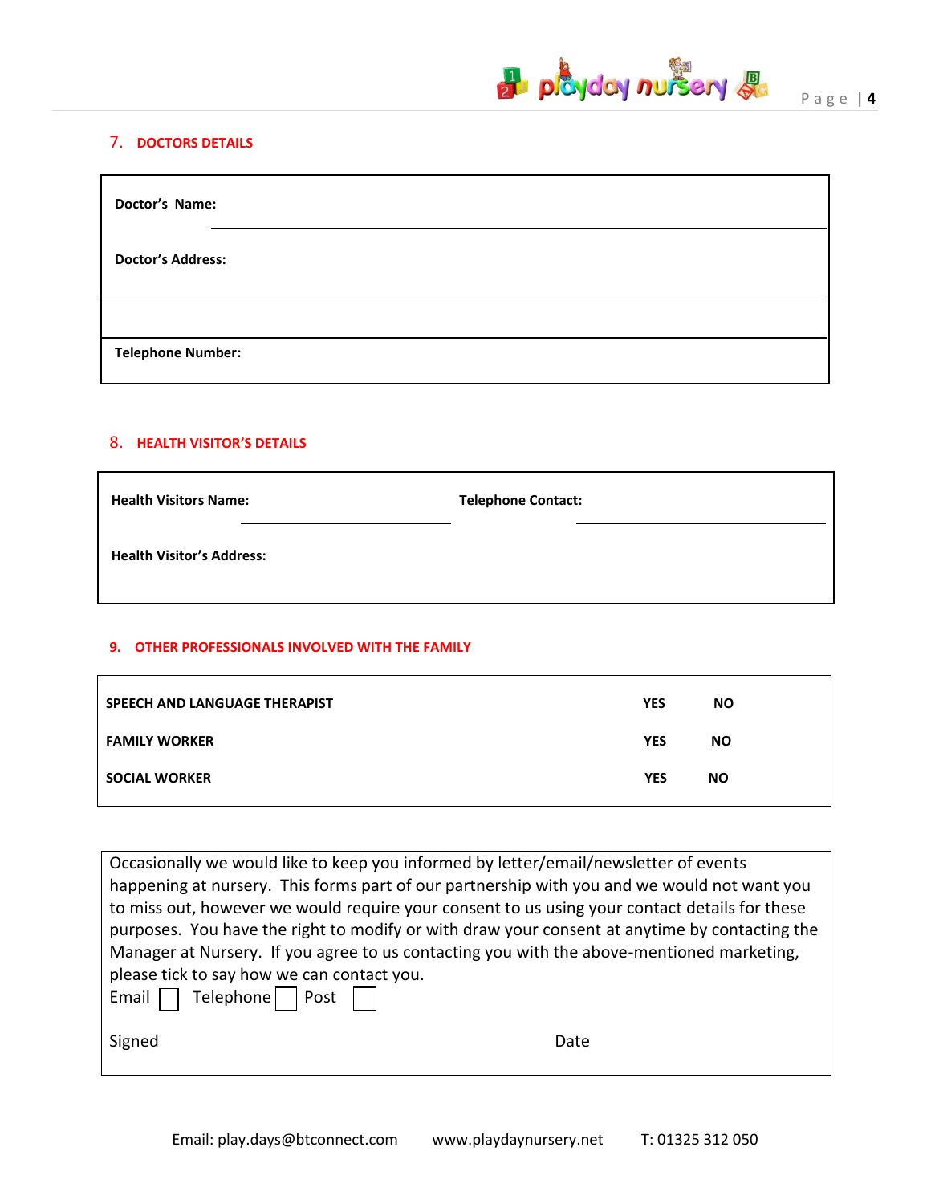## 7. DOCTORS DETAILS

**Doctor's Name:**

**Doctor's Address:**

**Telephone Number:**

## 8. HEALTH VISITOR'S DETAILS

**Health Visitors Name:** **Telephone Contact:**

**Health Visitor's Address:**

## 9. OTHER PROFESSIONALS INVOLVED WITH THE FAMILY

| | | |
|---|---|---|
| **SPEECH AND LANGUAGE THERAPIST** | **YES** | **NO** |
| **FAMILY WORKER** | **YES** | **NO** |
| **SOCIAL WORKER** | **YES** | **NO** |

Occasionally we would like to keep you informed by letter/email/newsletter of events happening at nursery. This forms part of our partnership with you and we would not want you to miss out, however we would require your consent to us using your contact details for these purposes. You have the right to modify or with draw your consent at anytime by contacting the Manager at Nursery. If you agree to us contacting you with the above-mentioned marketing, please tick to say how we can contact you.

Email ☐ Telephone ☐ Post ☐

Signed Date

Email: play.days@btconnect.com www.playdaynursery.net T: 01325 312 050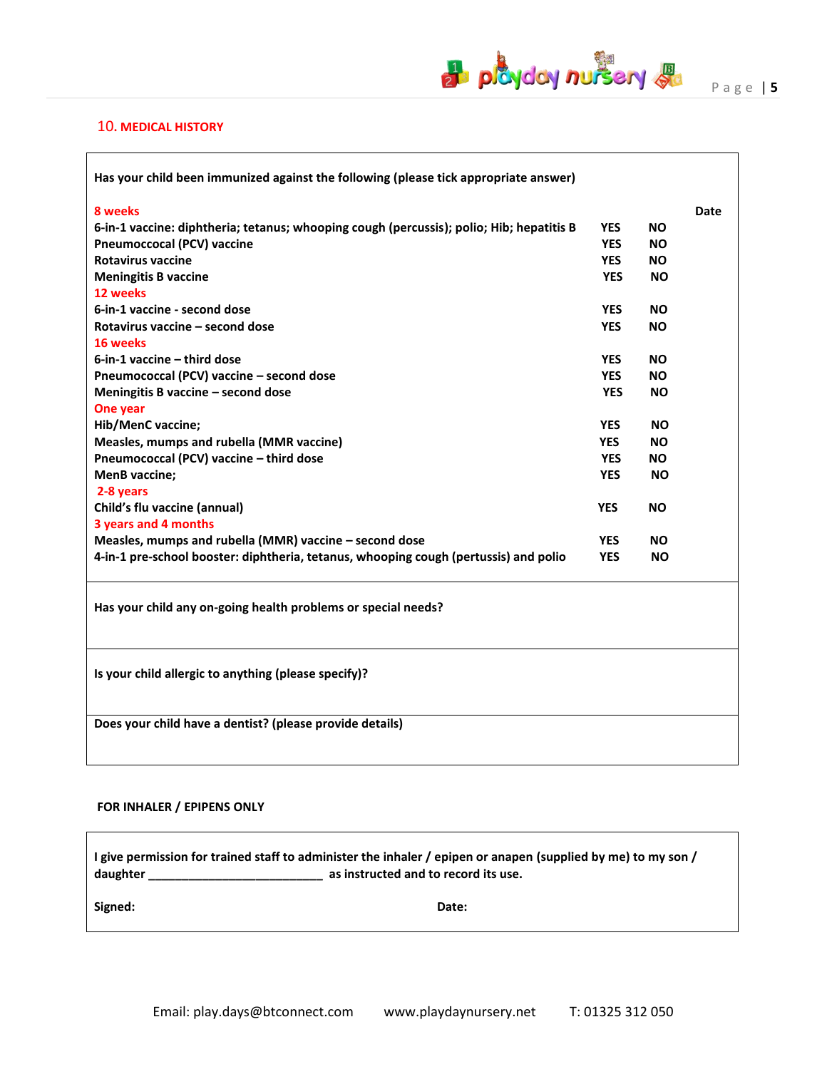## 10. MEDICAL HISTORY

**Has your child been immunized against the following (please tick appropriate answer)**

| | | | Date |
|---|---|---|---|
| **8 weeks** | | | |
| **6-in-1 vaccine: diphtheria; tetanus; whooping cough (percussis); polio; Hib; hepatitis B** | **YES** | **NO** | |
| **Pneumoccocal (PCV) vaccine** | **YES** | **NO** | |
| **Rotavirus vaccine** | **YES** | **NO** | |
| **Meningitis B vaccine** | **YES** | **NO** | |
| **12 weeks** | | | |
| **6-in-1 vaccine - second dose** | **YES** | **NO** | |
| **Rotavirus vaccine – second dose** | **YES** | **NO** | |
| **16 weeks** | | | |
| **6-in-1 vaccine – third dose** | **YES** | **NO** | |
| **Pneumococcal (PCV) vaccine – second dose** | **YES** | **NO** | |
| **Meningitis B vaccine – second dose** | **YES** | **NO** | |
| **One year** | | | |
| **Hib/MenC vaccine;** | **YES** | **NO** | |
| **Measles, mumps and rubella (MMR vaccine)** | **YES** | **NO** | |
| **Pneumococcal (PCV) vaccine – third dose** | **YES** | **NO** | |
| **MenB vaccine;** | **YES** | **NO** | |
| **2-8 years** | | | |
| **Child's flu vaccine (annual)** | **YES** | **NO** | |
| **3 years and 4 months** | | | |
| **Measles, mumps and rubella (MMR) vaccine – second dose** | **YES** | **NO** | |
| **4-in-1 pre-school booster: diphtheria, tetanus, whooping cough (pertussis) and polio** | **YES** | **NO** | |

**Has your child any on-going health problems or special needs?**

**Is your child allergic to anything (please specify)?**

**Does your child have a dentist? (please provide details)**

**FOR INHALER / EPIPENS ONLY**

**I give permission for trained staff to administer the inhaler / epipen or anapen (supplied by me) to my son / daughter ___________________________ as instructed and to record its use.**

**Signed:** **Date:**

Email: play.days@btconnect.com www.playdaynursery.net T: 01325 312 050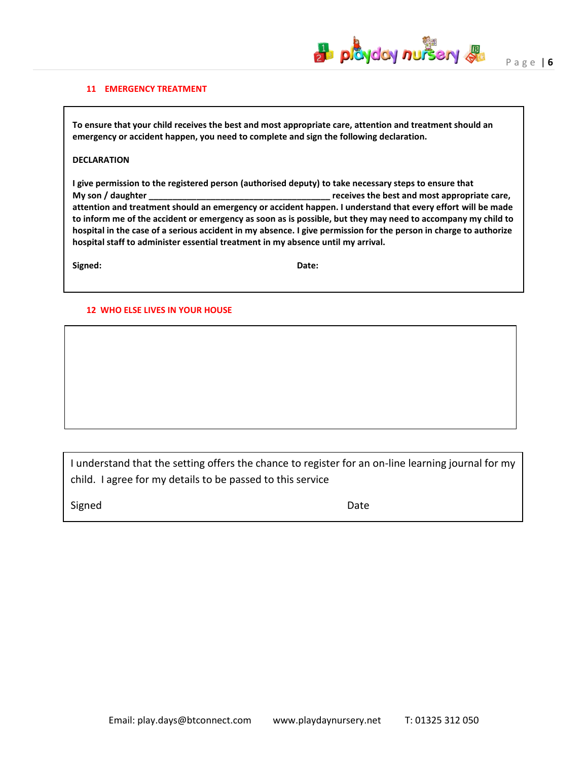## 11 EMERGENCY TREATMENT

**To ensure that your child receives the best and most appropriate care, attention and treatment should an emergency or accident happen, you need to complete and sign the following declaration.**

**DECLARATION**

**I give permission to the registered person (authorised deputy) to take necessary steps to ensure that My son / daughter \_\_\_\_\_\_\_\_\_\_\_\_\_\_\_\_\_\_\_\_\_\_\_\_\_\_\_\_\_\_\_\_\_\_\_\_\_\_\_\_ receives the best and most appropriate care, attention and treatment should an emergency or accident happen. I understand that every effort will be made to inform me of the accident or emergency as soon as is possible, but they may need to accompany my child to hospital in the case of a serious accident in my absence. I give permission for the person in charge to authorize hospital staff to administer essential treatment in my absence until my arrival.**

**Signed:** **Date:**

## 12 WHO ELSE LIVES IN YOUR HOUSE

I understand that the setting offers the chance to register for an on-line learning journal for my child. I agree for my details to be passed to this service

Signed Date

Email: play.days@btconnect.com www.playdaynursery.net T: 01325 312 050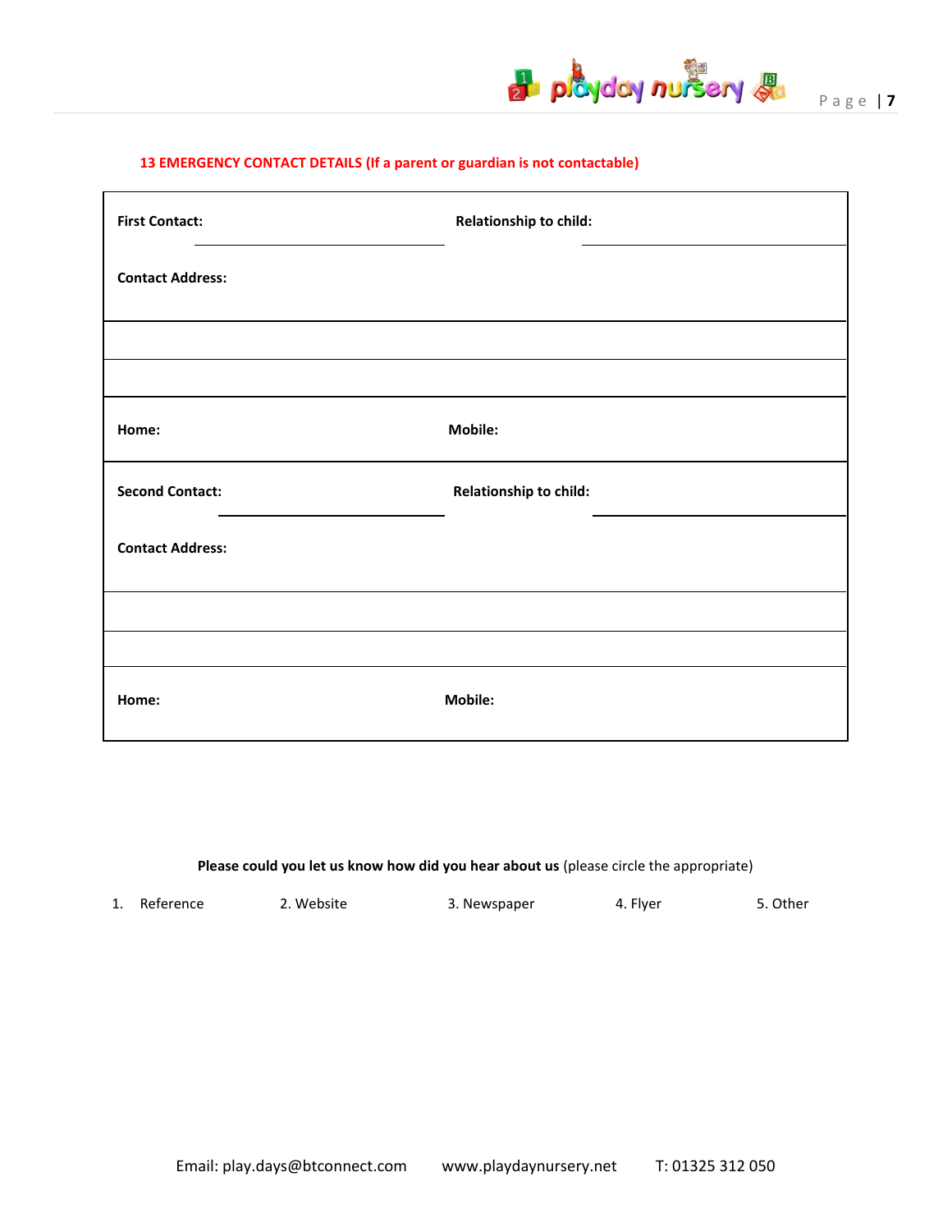## 13 EMERGENCY CONTACT DETAILS (If a parent or guardian is not contactable)

| | |
|---|---|
| **First Contact:** | **Relationship to child:** |
| **Contact Address:** | |
| | |
| | |
| **Home:** | **Mobile:** |
| **Second Contact:** | **Relationship to child:** |
| **Contact Address:** | |
| | |
| | |
| **Home:** | **Mobile:** |

**Please could you let us know how did you hear about us** (please circle the appropriate)

1. Reference  2. Website  3. Newspaper  4. Flyer  5. Other

Email: play.days@btconnect.com  www.playdaynursery.net  T: 01325 312 050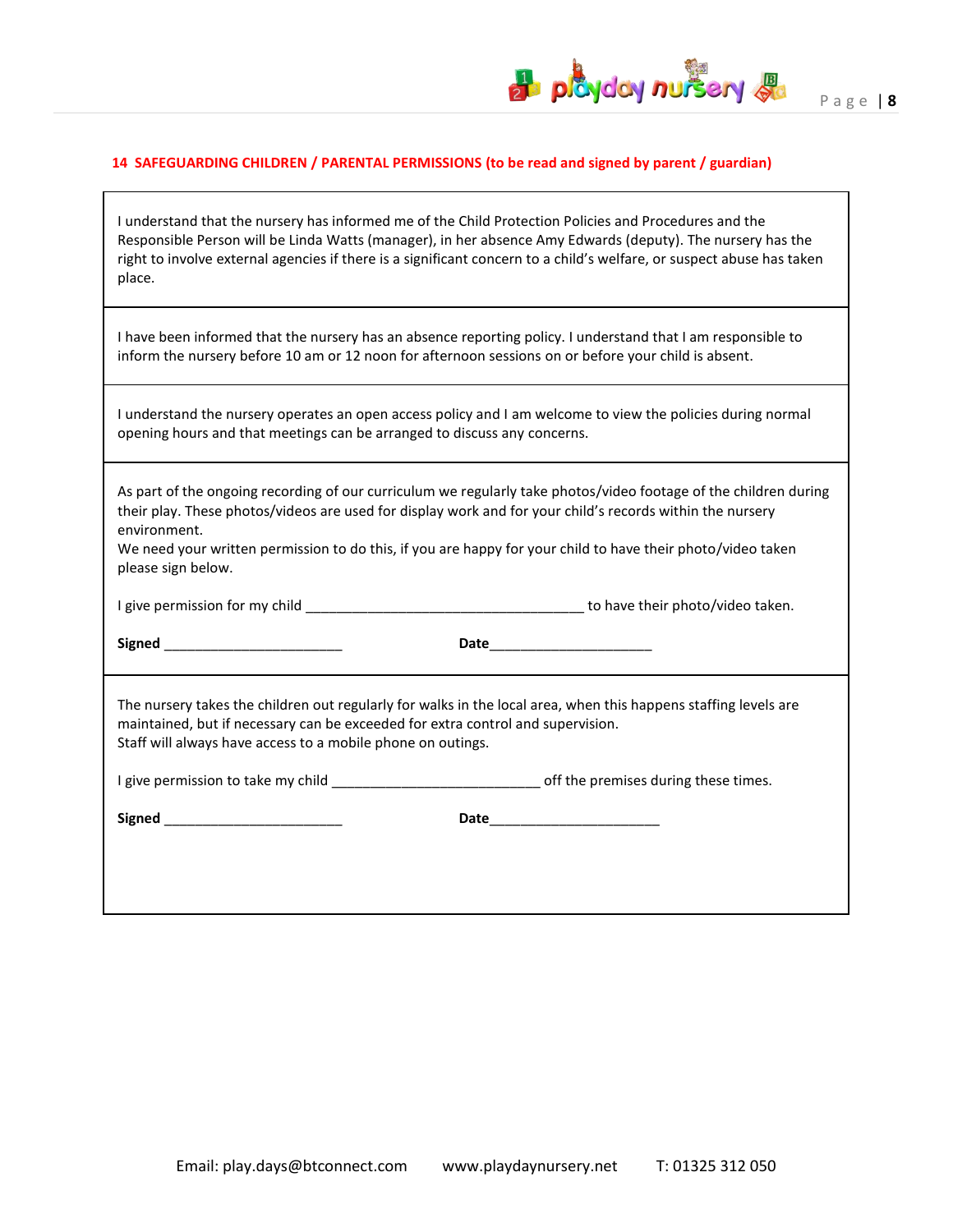## 14 SAFEGUARDING CHILDREN / PARENTAL PERMISSIONS (to be read and signed by parent / guardian)

I understand that the nursery has informed me of the Child Protection Policies and Procedures and the Responsible Person will be Linda Watts (manager), in her absence Amy Edwards (deputy). The nursery has the right to involve external agencies if there is a significant concern to a child's welfare, or suspect abuse has taken place.

---

I have been informed that the nursery has an absence reporting policy. I understand that I am responsible to inform the nursery before 10 am or 12 noon for afternoon sessions on or before your child is absent.

---

I understand the nursery operates an open access policy and I am welcome to view the policies during normal opening hours and that meetings can be arranged to discuss any concerns.

---

As part of the ongoing recording of our curriculum we regularly take photos/video footage of the children during their play. These photos/videos are used for display work and for your child's records within the nursery environment.
We need your written permission to do this, if you are happy for your child to have their photo/video taken please sign below.

I give permission for my child ____________________________________ to have their photo/video taken.

**Signed** _______________________ **Date**_____________________

---

The nursery takes the children out regularly for walks in the local area, when this happens staffing levels are maintained, but if necessary can be exceeded for extra control and supervision.
Staff will always have access to a mobile phone on outings.

I give permission to take my child ___________________________ off the premises during these times.

**Signed** _______________________ **Date**______________________

Email: play.days@btconnect.com www.playdaynursery.net T: 01325 312 050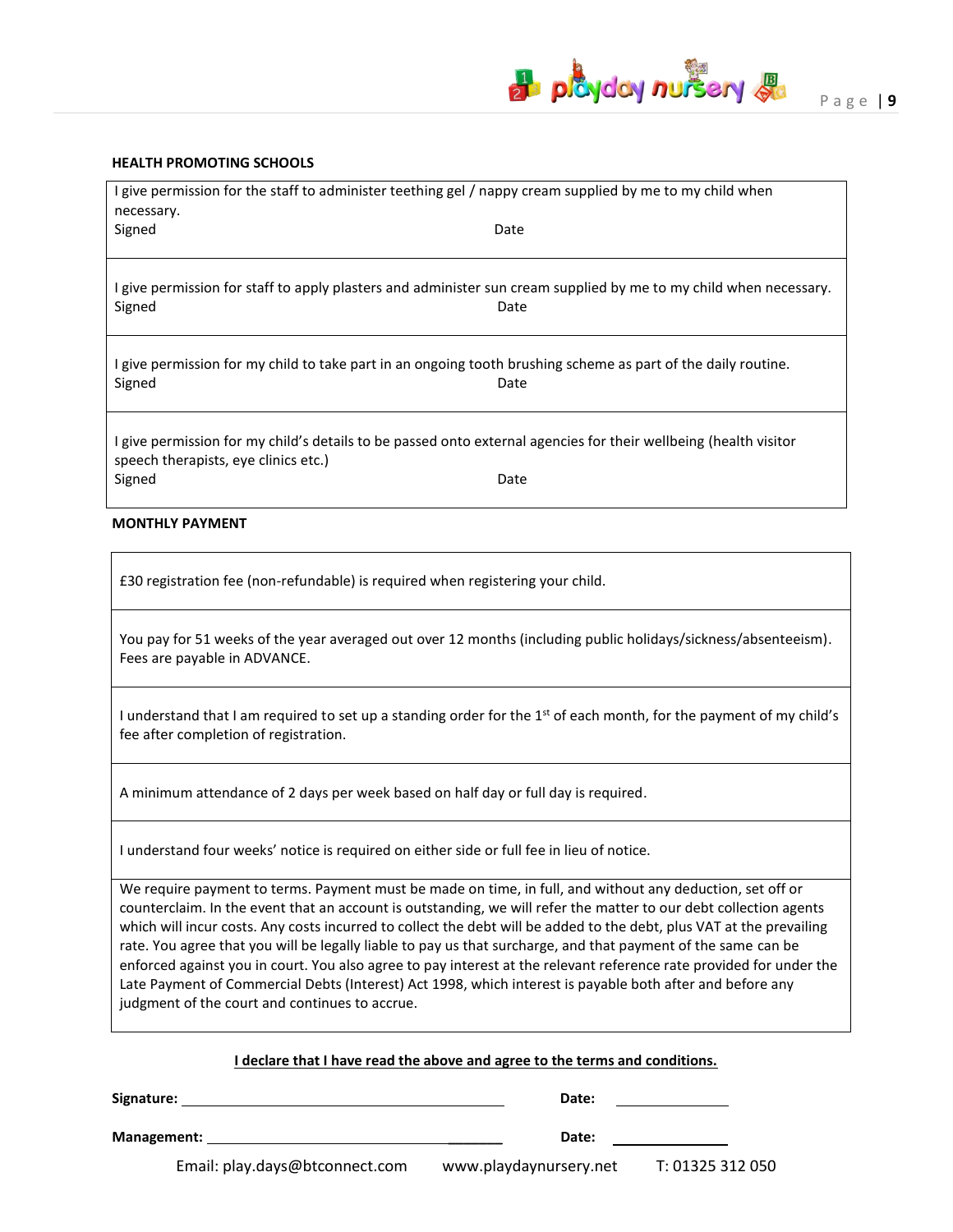**HEALTH PROMOTING SCHOOLS**

| I give permission for the staff to administer teething gel / nappy cream supplied by me to my child when necessary.<br>Signed                                        Date |
|---|
| I give permission for staff to apply plasters and administer sun cream supplied by me to my child when necessary.<br>Signed                                        Date |
| I give permission for my child to take part in an ongoing tooth brushing scheme as part of the daily routine.<br>Signed                                        Date |
| I give permission for my child's details to be passed onto external agencies for their wellbeing (health visitor speech therapists, eye clinics etc.)<br>Signed                                        Date |

**MONTHLY PAYMENT**

| £30 registration fee (non-refundable) is required when registering your child. |
|---|
| You pay for 51 weeks of the year averaged out over 12 months (including public holidays/sickness/absenteeism). Fees are payable in ADVANCE. |
| I understand that I am required to set up a standing order for the 1st of each month, for the payment of my child's fee after completion of registration. |
| A minimum attendance of 2 days per week based on half day or full day is required. |
| I understand four weeks' notice is required on either side or full fee in lieu of notice. |
| We require payment to terms. Payment must be made on time, in full, and without any deduction, set off or counterclaim. In the event that an account is outstanding, we will refer the matter to our debt collection agents which will incur costs. Any costs incurred to collect the debt will be added to the debt, plus VAT at the prevailing rate. You agree that you will be legally liable to pay us that surcharge, and that payment of the same can be enforced against you in court. You also agree to pay interest at the relevant reference rate provided for under the Late Payment of Commercial Debts (Interest) Act 1998, which interest is payable both after and before any judgment of the court and continues to accrue. |

**I declare that I have read the above and agree to the terms and conditions.**

**Signature:** ______________________________ **Date:** ____________

**Management:** ______________________________ **Date:** ____________

Email: play.days@btconnect.com www.playdaynursery.net T: 01325 312 050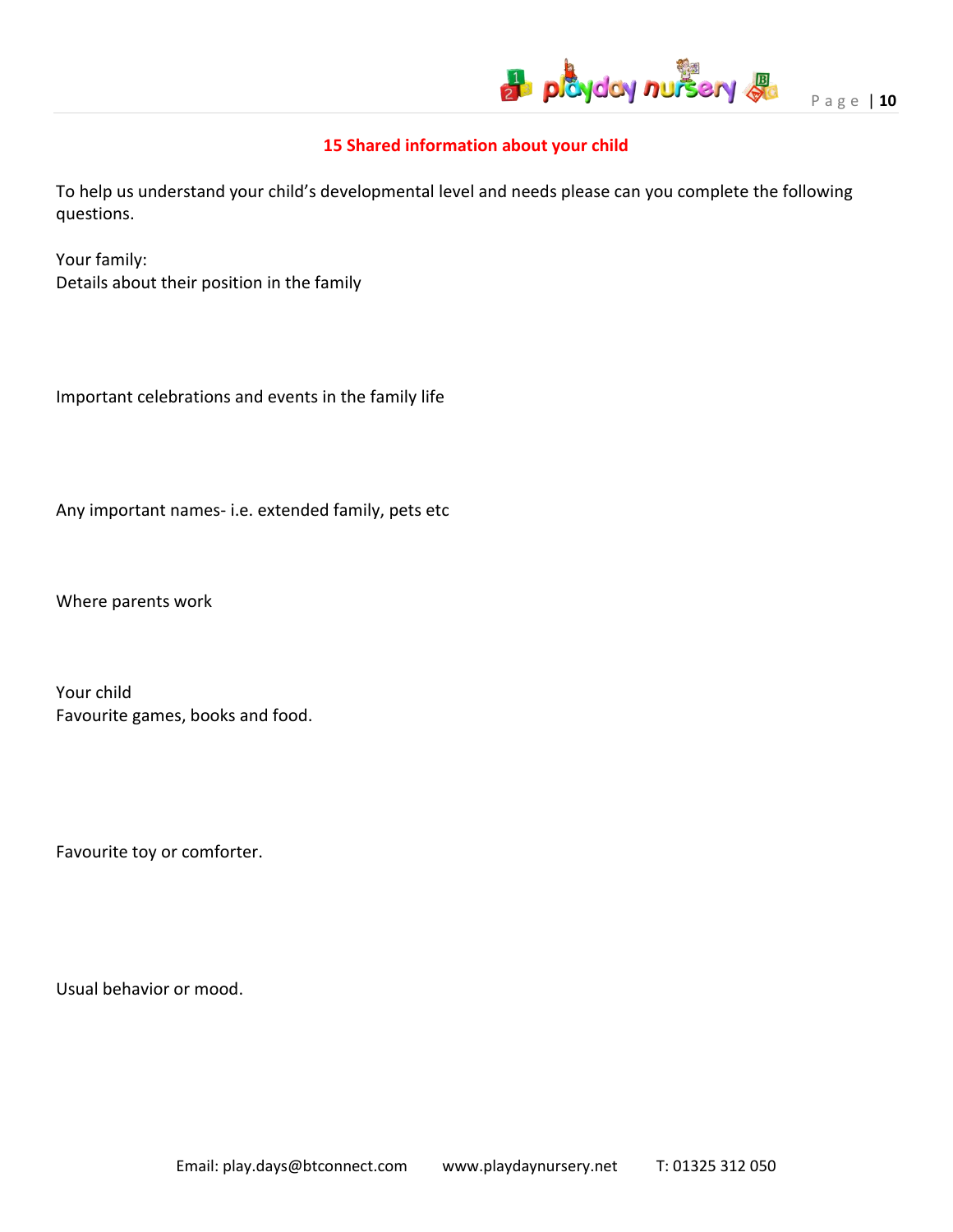## 15 Shared information about your child

To help us understand your child's developmental level and needs please can you complete the following questions.

Your family:
Details about their position in the family

Important celebrations and events in the family life

Any important names- i.e. extended family, pets etc

Where parents work

Your child
Favourite games, books and food.

Favourite toy or comforter.

Usual behavior or mood.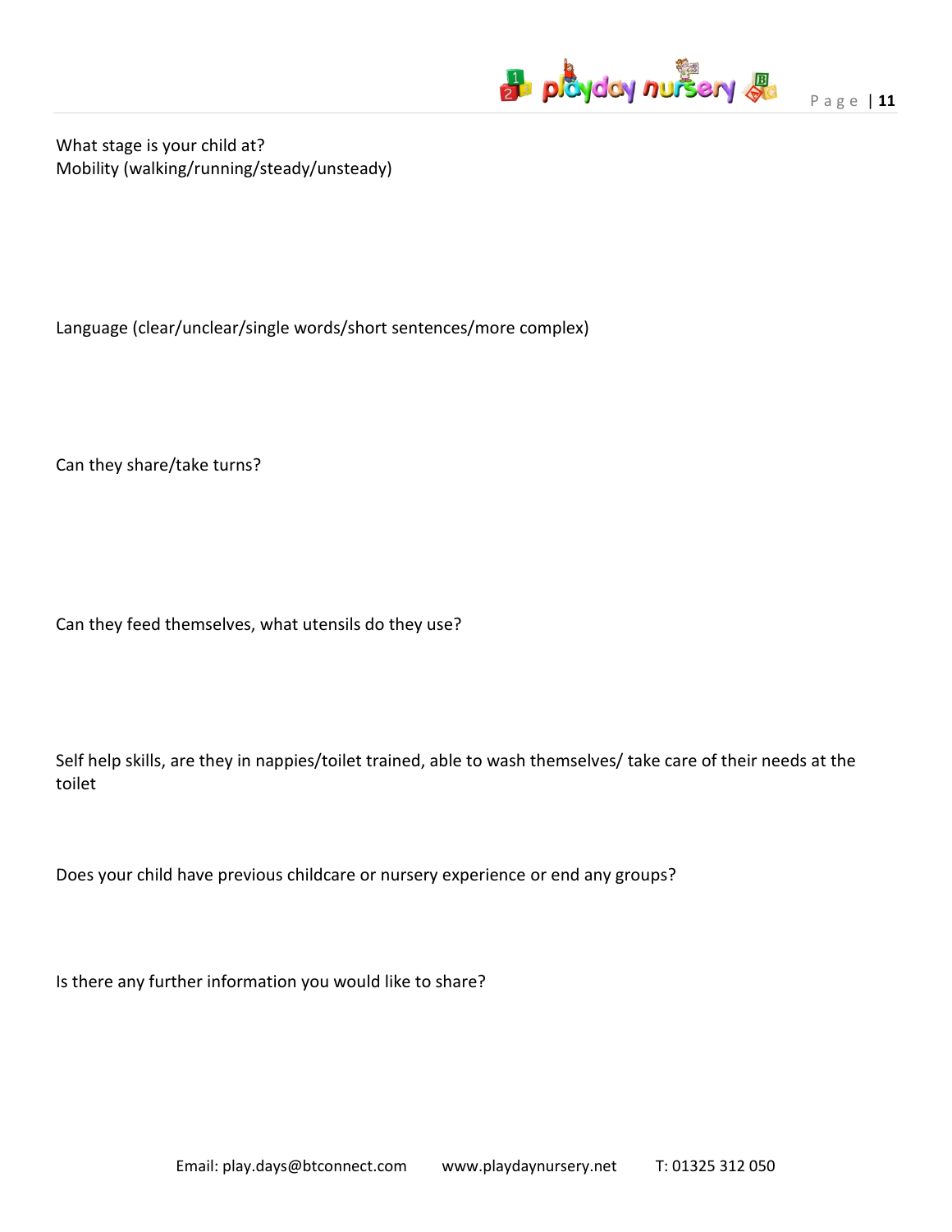What stage is your child at?
Mobility (walking/running/steady/unsteady)

Language (clear/unclear/single words/short sentences/more complex)

Can they share/take turns?

Can they feed themselves, what utensils do they use?

Self help skills, are they in nappies/toilet trained, able to wash themselves/ take care of their needs at the toilet

Does your child have previous childcare or nursery experience or end any groups?

Is there any further information you would like to share?